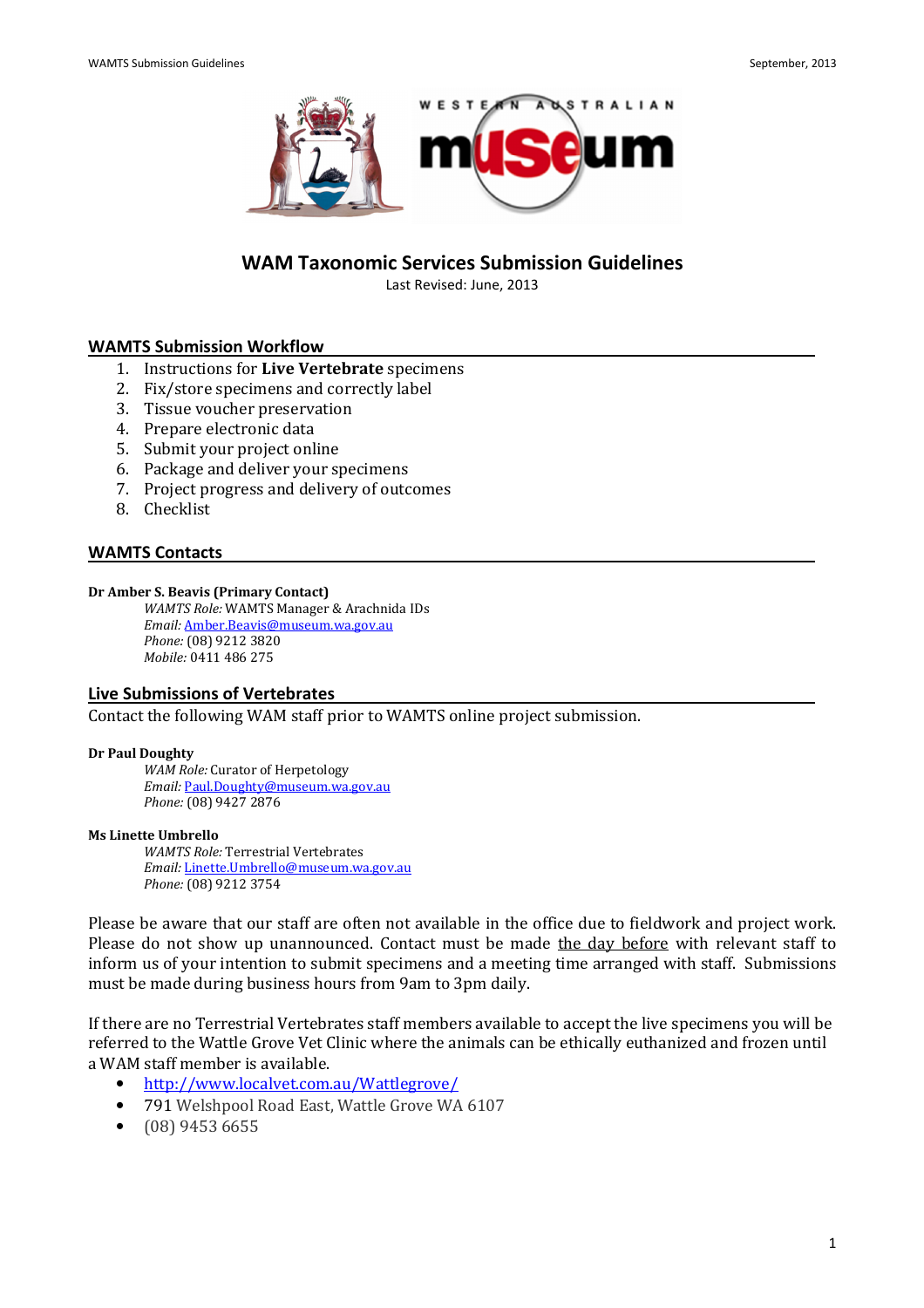# WAM Taxonomic Services Submission Guidelines

Last Revised: June, 2013

## WAMTS Submission Workflow

1. Instructions for **Live Vertebrate** specimens
2. Fix/store specimens and correctly label
3. Tissue voucher preservation
4. Prepare electronic data
5. Submit your project online
6. Package and deliver your specimens
7. Project progress and delivery of outcomes
8. Checklist

## WAMTS Contacts

**Dr Amber S. Beavis (Primary Contact)**
*WAMTS Role:* WAMTS Manager & Arachnida IDs
*Email:* Amber.Beavis@museum.wa.gov.au
*Phone:* (08) 9212 3820
*Mobile:* 0411 486 275

## Live Submissions of Vertebrates

Contact the following WAM staff prior to WAMTS online project submission.

**Dr Paul Doughty**
*WAM Role:* Curator of Herpetology
*Email:* Paul.Doughty@museum.wa.gov.au
*Phone:* (08) 9427 2876

**Ms Linette Umbrello**
*WAMTS Role:* Terrestrial Vertebrates
*Email:* Linette.Umbrello@museum.wa.gov.au
*Phone:* (08) 9212 3754

Please be aware that our staff are often not available in the office due to fieldwork and project work. Please do not show up unannounced. Contact must be made the day before with relevant staff to inform us of your intention to submit specimens and a meeting time arranged with staff. Submissions must be made during business hours from 9am to 3pm daily.

If there are no Terrestrial Vertebrates staff members available to accept the live specimens you will be referred to the Wattle Grove Vet Clinic where the animals can be ethically euthanized and frozen until a WAM staff member is available.

- http://www.localvet.com.au/Wattlegrove/
- 791 Welshpool Road East, Wattle Grove WA 6107
- (08) 9453 6655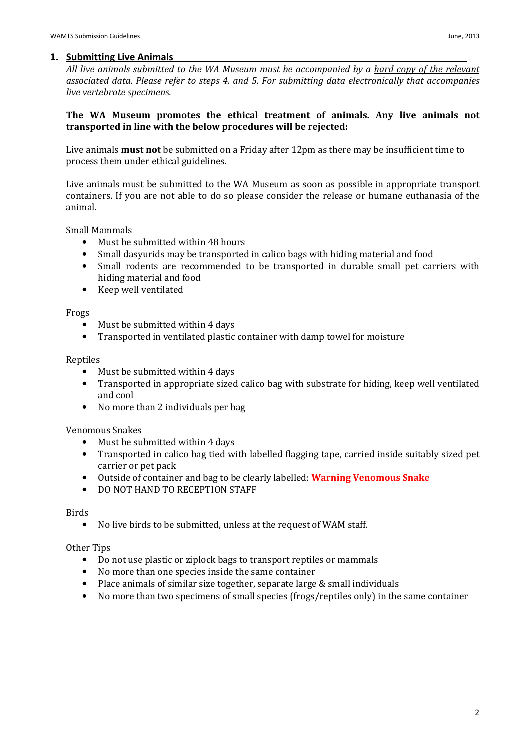## 1. Submitting Live Animals

*All live animals submitted to the WA Museum must be accompanied by a hard copy of the relevant associated data. Please refer to steps 4. and 5. For submitting data electronically that accompanies live vertebrate specimens.*

**The WA Museum promotes the ethical treatment of animals. Any live animals not transported in line with the below procedures will be rejected:**

Live animals **must not** be submitted on a Friday after 12pm as there may be insufficient time to process them under ethical guidelines.

Live animals must be submitted to the WA Museum as soon as possible in appropriate transport containers. If you are not able to do so please consider the release or humane euthanasia of the animal.

Small Mammals

- Must be submitted within 48 hours
- Small dasyurids may be transported in calico bags with hiding material and food
- Small rodents are recommended to be transported in durable small pet carriers with hiding material and food
- Keep well ventilated

Frogs

- Must be submitted within 4 days
- Transported in ventilated plastic container with damp towel for moisture

Reptiles

- Must be submitted within 4 days
- Transported in appropriate sized calico bag with substrate for hiding, keep well ventilated and cool
- No more than 2 individuals per bag

Venomous Snakes

- Must be submitted within 4 days
- Transported in calico bag tied with labelled flagging tape, carried inside suitably sized pet carrier or pet pack
- Outside of container and bag to be clearly labelled: **Warning Venomous Snake**
- DO NOT HAND TO RECEPTION STAFF

Birds

- No live birds to be submitted, unless at the request of WAM staff.

Other Tips

- Do not use plastic or ziplock bags to transport reptiles or mammals
- No more than one species inside the same container
- Place animals of similar size together, separate large & small individuals
- No more than two specimens of small species (frogs/reptiles only) in the same container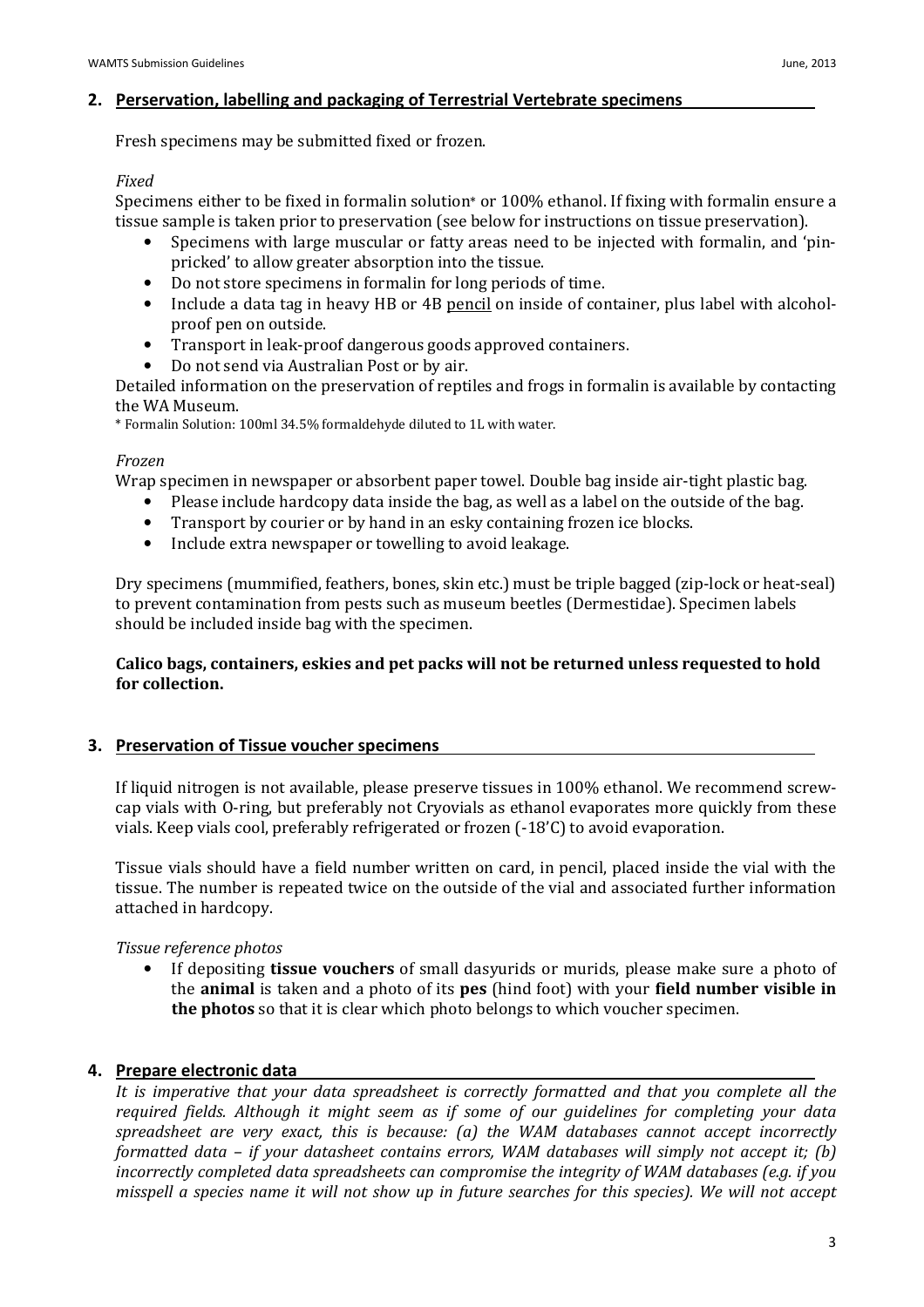## 2. Perservation, labelling and packaging of Terrestrial Vertebrate specimens

Fresh specimens may be submitted fixed or frozen.

*Fixed*

Specimens either to be fixed in formalin solution* or 100% ethanol. If fixing with formalin ensure a tissue sample is taken prior to preservation (see below for instructions on tissue preservation).

- Specimens with large muscular or fatty areas need to be injected with formalin, and 'pin-pricked' to allow greater absorption into the tissue.
- Do not store specimens in formalin for long periods of time.
- Include a data tag in heavy HB or 4B <u>pencil</u> on inside of container, plus label with alcohol-proof pen on outside.
- Transport in leak-proof dangerous goods approved containers.
- Do not send via Australian Post or by air.

Detailed information on the preservation of reptiles and frogs in formalin is available by contacting the WA Museum.

* Formalin Solution: 100ml 34.5% formaldehyde diluted to 1L with water.

*Frozen*

Wrap specimen in newspaper or absorbent paper towel. Double bag inside air-tight plastic bag.

- Please include hardcopy data inside the bag, as well as a label on the outside of the bag.
- Transport by courier or by hand in an esky containing frozen ice blocks.
- Include extra newspaper or towelling to avoid leakage.

Dry specimens (mummified, feathers, bones, skin etc.) must be triple bagged (zip-lock or heat-seal) to prevent contamination from pests such as museum beetles (Dermestidae). Specimen labels should be included inside bag with the specimen.

**Calico bags, containers, eskies and pet packs will not be returned unless requested to hold for collection.**

## 3. Preservation of Tissue voucher specimens

If liquid nitrogen is not available, please preserve tissues in 100% ethanol. We recommend screw-cap vials with O-ring, but preferably not Cryovials as ethanol evaporates more quickly from these vials. Keep vials cool, preferably refrigerated or frozen (-18'C) to avoid evaporation.

Tissue vials should have a field number written on card, in pencil, placed inside the vial with the tissue. The number is repeated twice on the outside of the vial and associated further information attached in hardcopy.

*Tissue reference photos*

- If depositing **tissue vouchers** of small dasyurids or murids, please make sure a photo of the **animal** is taken and a photo of its **pes** (hind foot) with your **field number visible in the photos** so that it is clear which photo belongs to which voucher specimen.

## 4. Prepare electronic data

*It is imperative that your data spreadsheet is correctly formatted and that you complete all the required fields. Although it might seem as if some of our guidelines for completing your data spreadsheet are very exact, this is because: (a) the WAM databases cannot accept incorrectly formatted data – if your datasheet contains errors, WAM databases will simply not accept it; (b) incorrectly completed data spreadsheets can compromise the integrity of WAM databases (e.g. if you misspell a species name it will not show up in future searches for this species). We will not accept*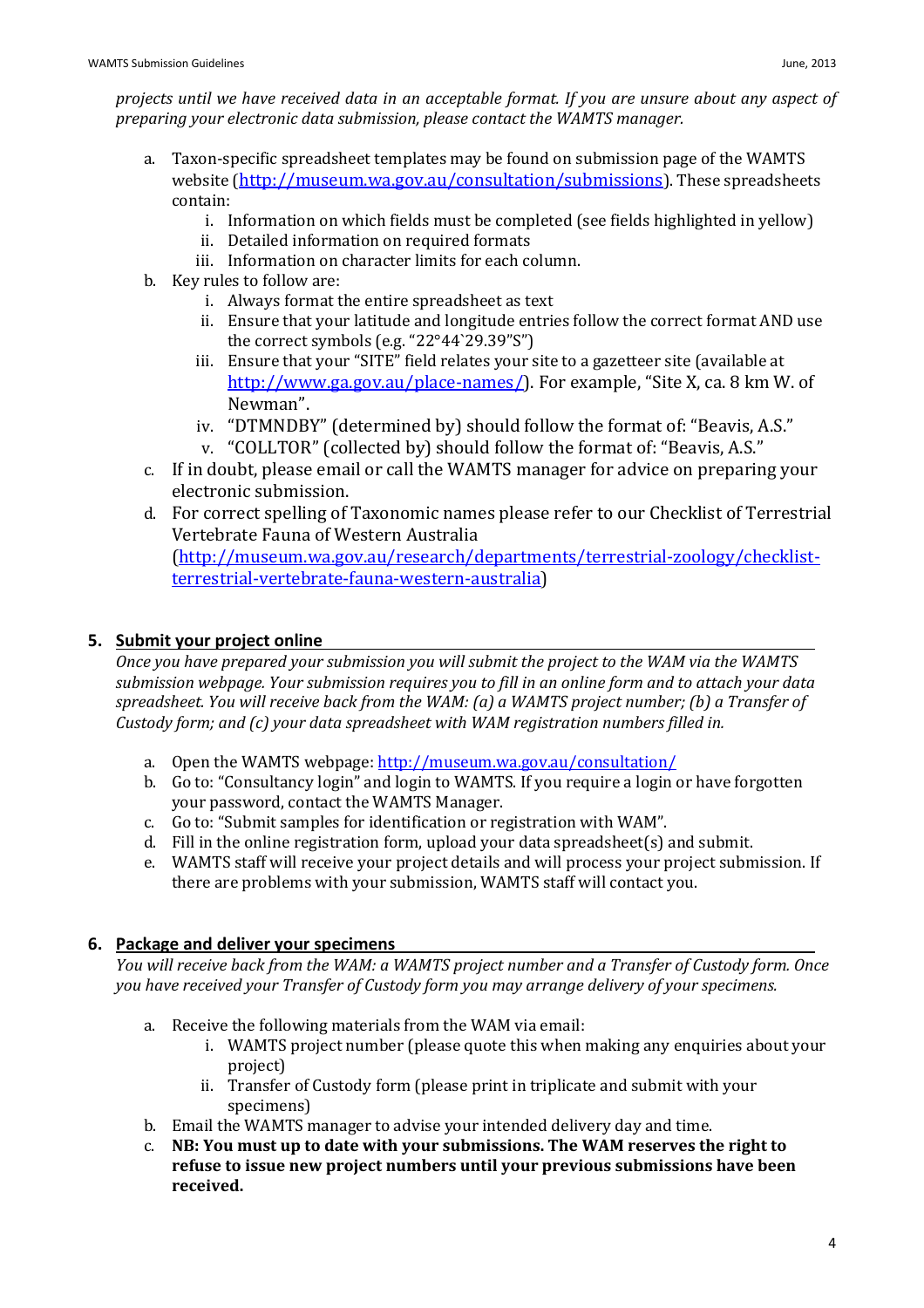*projects until we have received data in an acceptable format. If you are unsure about any aspect of preparing your electronic data submission, please contact the WAMTS manager.*

a. Taxon-specific spreadsheet templates may be found on submission page of the WAMTS website (http://museum.wa.gov.au/consultation/submissions). These spreadsheets contain:
   i. Information on which fields must be completed (see fields highlighted in yellow)
   ii. Detailed information on required formats
   iii. Information on character limits for each column.
b. Key rules to follow are:
   i. Always format the entire spreadsheet as text
   ii. Ensure that your latitude and longitude entries follow the correct format AND use the correct symbols (e.g. "22°44`29.39"S")
   iii. Ensure that your "SITE" field relates your site to a gazetteer site (available at http://www.ga.gov.au/place-names/). For example, "Site X, ca. 8 km W. of Newman".
   iv. "DTMNDBY" (determined by) should follow the format of: "Beavis, A.S."
   v. "COLLTOR" (collected by) should follow the format of: "Beavis, A.S."
c. If in doubt, please email or call the WAMTS manager for advice on preparing your electronic submission.
d. For correct spelling of Taxonomic names please refer to our Checklist of Terrestrial Vertebrate Fauna of Western Australia (http://museum.wa.gov.au/research/departments/terrestrial-zoology/checklist-terrestrial-vertebrate-fauna-western-australia)

## 5. Submit your project online

*Once you have prepared your submission you will submit the project to the WAM via the WAMTS submission webpage. Your submission requires you to fill in an online form and to attach your data spreadsheet. You will receive back from the WAM: (a) a WAMTS project number; (b) a Transfer of Custody form; and (c) your data spreadsheet with WAM registration numbers filled in.*

a. Open the WAMTS webpage: http://museum.wa.gov.au/consultation/
b. Go to: "Consultancy login" and login to WAMTS. If you require a login or have forgotten your password, contact the WAMTS Manager.
c. Go to: "Submit samples for identification or registration with WAM".
d. Fill in the online registration form, upload your data spreadsheet(s) and submit.
e. WAMTS staff will receive your project details and will process your project submission. If there are problems with your submission, WAMTS staff will contact you.

## 6. Package and deliver your specimens

*You will receive back from the WAM: a WAMTS project number and a Transfer of Custody form. Once you have received your Transfer of Custody form you may arrange delivery of your specimens.*

a. Receive the following materials from the WAM via email:
   i. WAMTS project number (please quote this when making any enquiries about your project)
   ii. Transfer of Custody form (please print in triplicate and submit with your specimens)
b. Email the WAMTS manager to advise your intended delivery day and time.
c. **NB: You must up to date with your submissions. The WAM reserves the right to refuse to issue new project numbers until your previous submissions have been received.**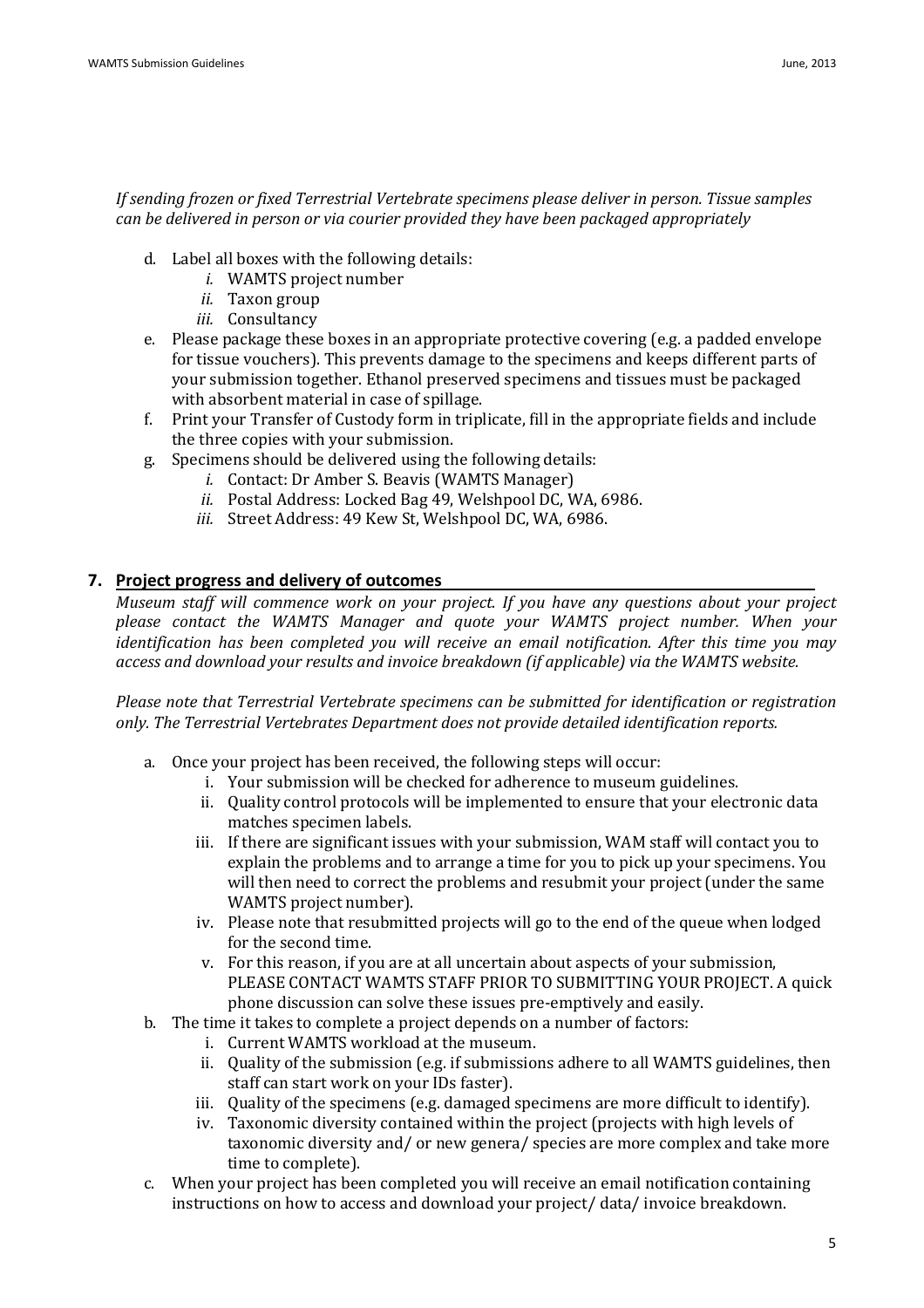*If sending frozen or fixed Terrestrial Vertebrate specimens please deliver in person. Tissue samples can be delivered in person or via courier provided they have been packaged appropriately*

d. Label all boxes with the following details:
   *i.* WAMTS project number
   *ii.* Taxon group
   *iii.* Consultancy
e. Please package these boxes in an appropriate protective covering (e.g. a padded envelope for tissue vouchers). This prevents damage to the specimens and keeps different parts of your submission together. Ethanol preserved specimens and tissues must be packaged with absorbent material in case of spillage.
f. Print your Transfer of Custody form in triplicate, fill in the appropriate fields and include the three copies with your submission.
g. Specimens should be delivered using the following details:
   *i.* Contact: Dr Amber S. Beavis (WAMTS Manager)
   *ii.* Postal Address: Locked Bag 49, Welshpool DC, WA, 6986.
   *iii.* Street Address: 49 Kew St, Welshpool DC, WA, 6986.

## 7. Project progress and delivery of outcomes

*Museum staff will commence work on your project. If you have any questions about your project please contact the WAMTS Manager and quote your WAMTS project number. When your identification has been completed you will receive an email notification. After this time you may access and download your results and invoice breakdown (if applicable) via the WAMTS website.*

*Please note that Terrestrial Vertebrate specimens can be submitted for identification or registration only. The Terrestrial Vertebrates Department does not provide detailed identification reports.*

a. Once your project has been received, the following steps will occur:
   i. Your submission will be checked for adherence to museum guidelines.
   ii. Quality control protocols will be implemented to ensure that your electronic data matches specimen labels.
   iii. If there are significant issues with your submission, WAM staff will contact you to explain the problems and to arrange a time for you to pick up your specimens. You will then need to correct the problems and resubmit your project (under the same WAMTS project number).
   iv. Please note that resubmitted projects will go to the end of the queue when lodged for the second time.
   v. For this reason, if you are at all uncertain about aspects of your submission, PLEASE CONTACT WAMTS STAFF PRIOR TO SUBMITTING YOUR PROJECT. A quick phone discussion can solve these issues pre-emptively and easily.
b. The time it takes to complete a project depends on a number of factors:
   i. Current WAMTS workload at the museum.
   ii. Quality of the submission (e.g. if submissions adhere to all WAMTS guidelines, then staff can start work on your IDs faster).
   iii. Quality of the specimens (e.g. damaged specimens are more difficult to identify).
   iv. Taxonomic diversity contained within the project (projects with high levels of taxonomic diversity and/ or new genera/ species are more complex and take more time to complete).
c. When your project has been completed you will receive an email notification containing instructions on how to access and download your project/ data/ invoice breakdown.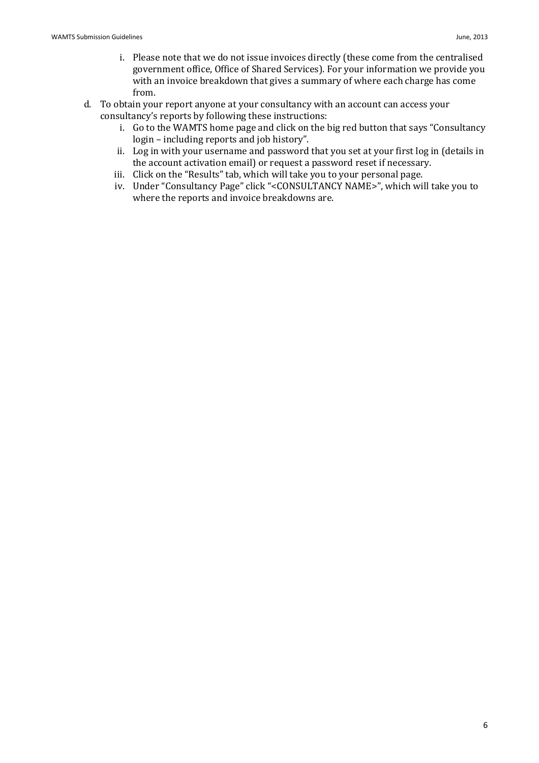i. Please note that we do not issue invoices directly (these come from the centralised government office, Office of Shared Services). For your information we provide you with an invoice breakdown that gives a summary of where each charge has come from.

d. To obtain your report anyone at your consultancy with an account can access your consultancy's reports by following these instructions:
   i. Go to the WAMTS home page and click on the big red button that says "Consultancy login – including reports and job history".
   ii. Log in with your username and password that you set at your first log in (details in the account activation email) or request a password reset if necessary.
   iii. Click on the "Results" tab, which will take you to your personal page.
   iv. Under "Consultancy Page" click "<CONSULTANCY NAME>", which will take you to where the reports and invoice breakdowns are.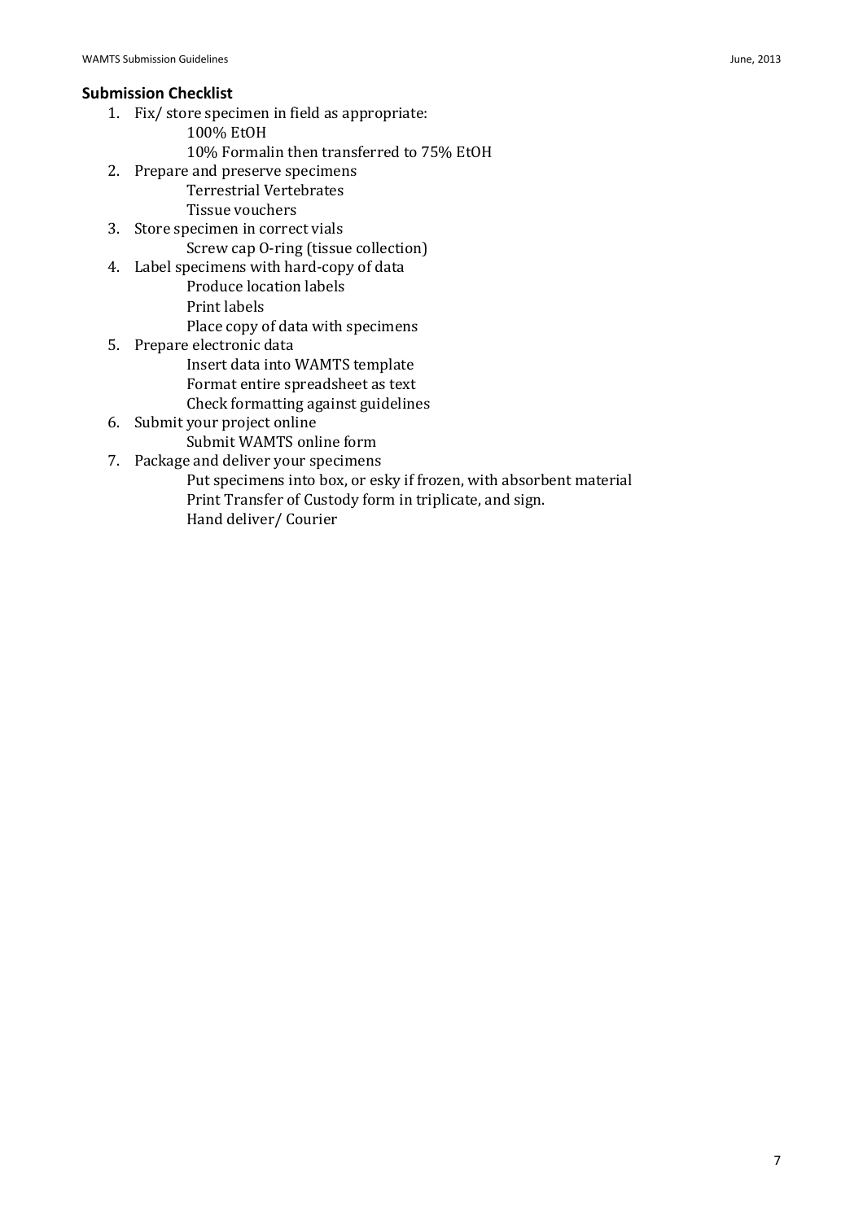**Submission Checklist**

1. Fix/ store specimen in field as appropriate:
   - 100% EtOH
   - 10% Formalin then transferred to 75% EtOH
2. Prepare and preserve specimens
   - Terrestrial Vertebrates
   - Tissue vouchers
3. Store specimen in correct vials
   - Screw cap O-ring (tissue collection)
4. Label specimens with hard-copy of data
   - Produce location labels
   - Print labels
   - Place copy of data with specimens
5. Prepare electronic data
   - Insert data into WAMTS template
   - Format entire spreadsheet as text
   - Check formatting against guidelines
6. Submit your project online
   - Submit WAMTS online form
7. Package and deliver your specimens
   - Put specimens into box, or esky if frozen, with absorbent material
   - Print Transfer of Custody form in triplicate, and sign.
   - Hand deliver/ Courier